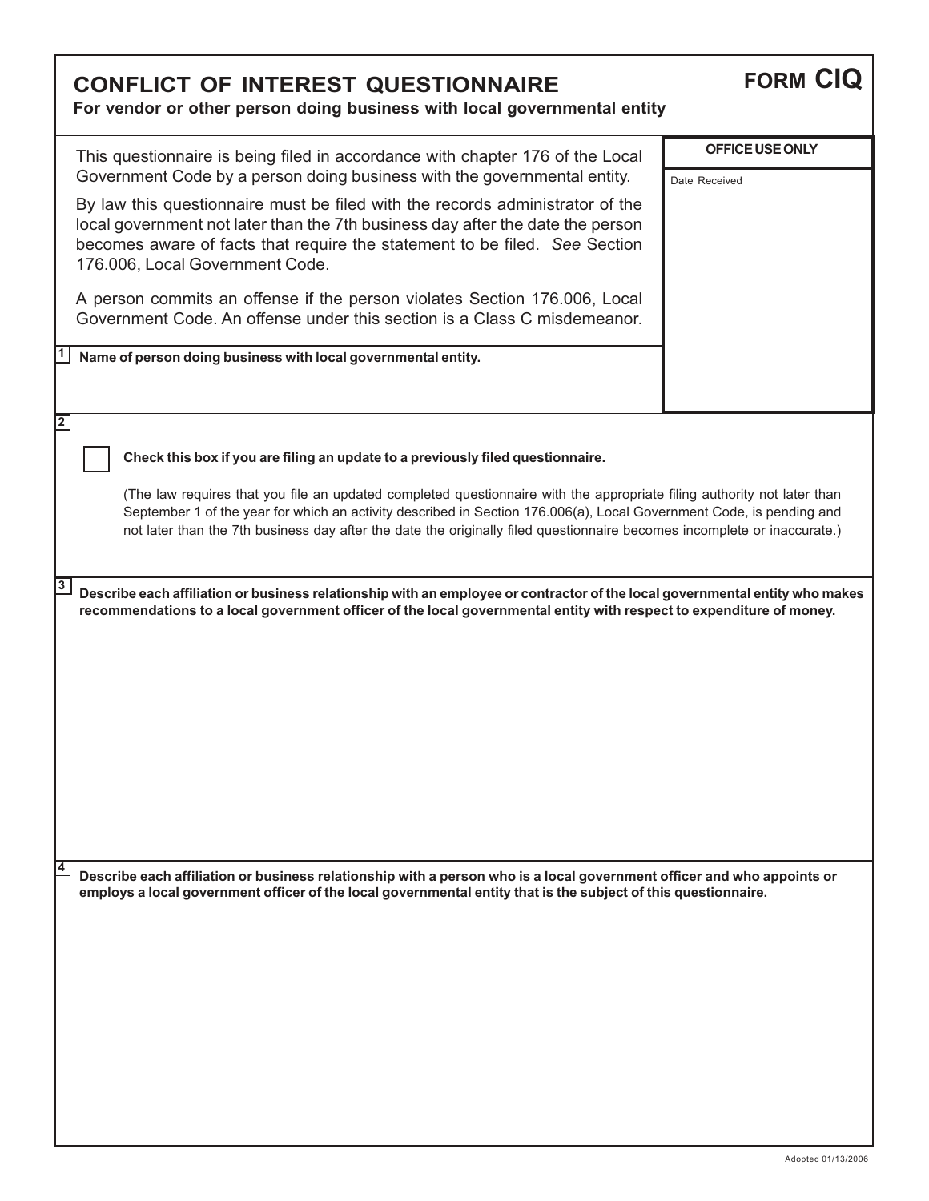# CONFLICT OF INTEREST QUESTIONNAIRE

**FORM CIQ**

**For vendor or other person doing business with local governmental entity**

This questionnaire is being filed in accordance with chapter 176 of the Local Government Code by a person doing business with the governmental entity.

By law this questionnaire must be filed with the records administrator of the local government not later than the 7th business day after the date the person becomes aware of facts that require the statement to be filed. *See* Section 176.006, Local Government Code.

A person commits an offense if the person violates Section 176.006, Local Government Code. An offense under this section is a Class C misdemeanor.

**OFFICE USE ONLY**

Date Received

**1** **Name of person doing business with local governmental entity.**

**2**

☐ **Check this box if you are filing an update to a previously filed questionnaire.**

(The law requires that you file an updated completed questionnaire with the appropriate filing authority not later than September 1 of the year for which an activity described in Section 176.006(a), Local Government Code, is pending and not later than the 7th business day after the date the originally filed questionnaire becomes incomplete or inaccurate.)

**3** **Describe each affiliation or business relationship with an employee or contractor of the local governmental entity who makes recommendations to a local government officer of the local governmental entity with respect to expenditure of money.**

**4** **Describe each affiliation or business relationship with a person who is a local government officer and who appoints or employs a local government officer of the local governmental entity that is the subject of this questionnaire.**

Adopted 01/13/2006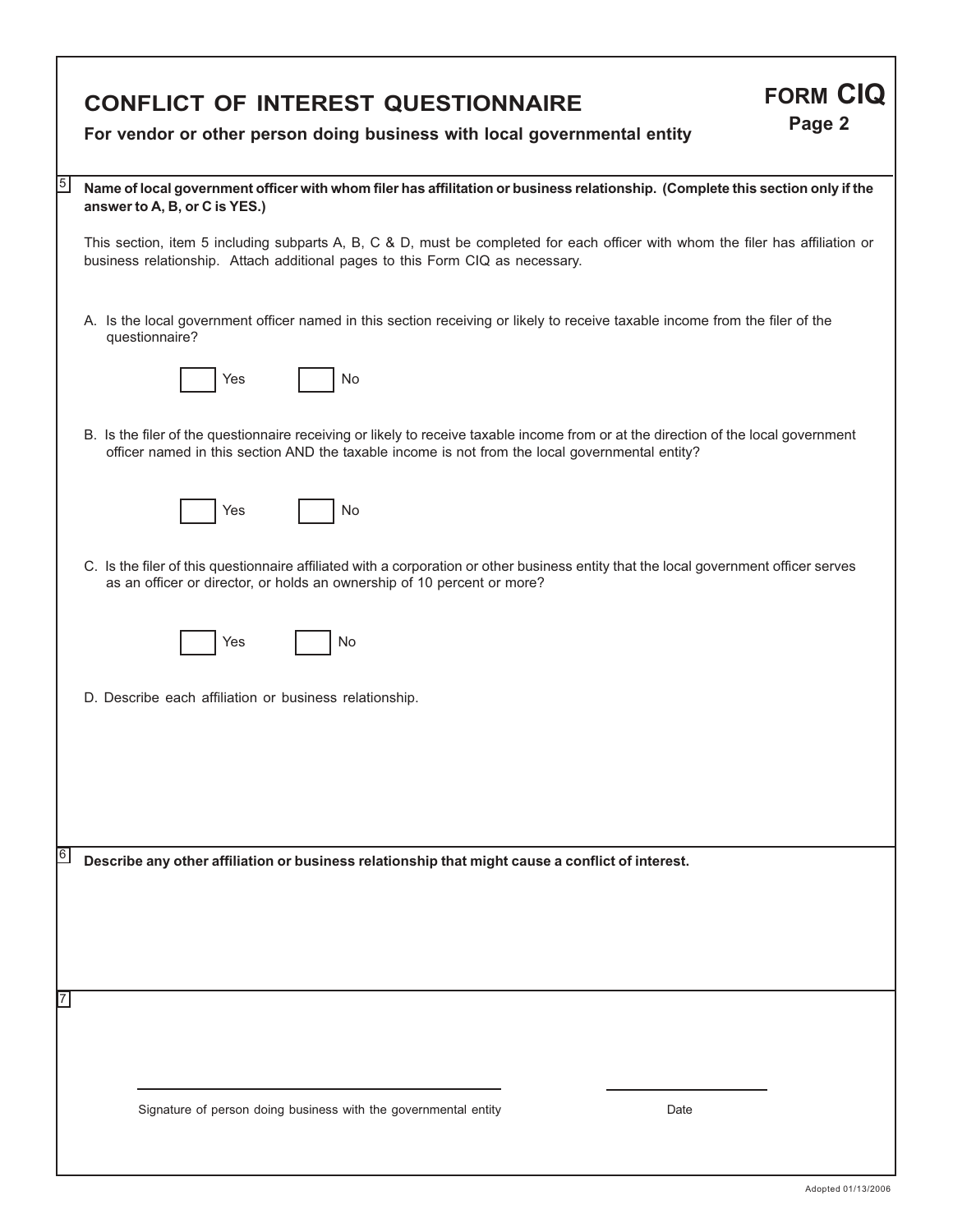# CONFLICT OF INTEREST QUESTIONNAIRE

**For vendor or other person doing business with local governmental entity**

**FORM CIQ**
**Page 2**

5 **Name of local government officer with whom filer has affilitation or business relationship. (Complete this section only if the answer to A, B, or C is YES.)**

This section, item 5 including subparts A, B, C & D, must be completed for each officer with whom the filer has affiliation or business relationship. Attach additional pages to this Form CIQ as necessary.

A. Is the local government officer named in this section receiving or likely to receive taxable income from the filer of the questionnaire?

☐ Yes ☐ No

B. Is the filer of the questionnaire receiving or likely to receive taxable income from or at the direction of the local government officer named in this section AND the taxable income is not from the local governmental entity?

☐ Yes ☐ No

C. Is the filer of this questionnaire affiliated with a corporation or other business entity that the local government officer serves as an officer or director, or holds an ownership of 10 percent or more?

☐ Yes ☐ No

D. Describe each affiliation or business relationship.

6 **Describe any other affiliation or business relationship that might cause a conflict of interest.**

7

Signature of person doing business with the governmental entity

Date

Adopted 01/13/2006